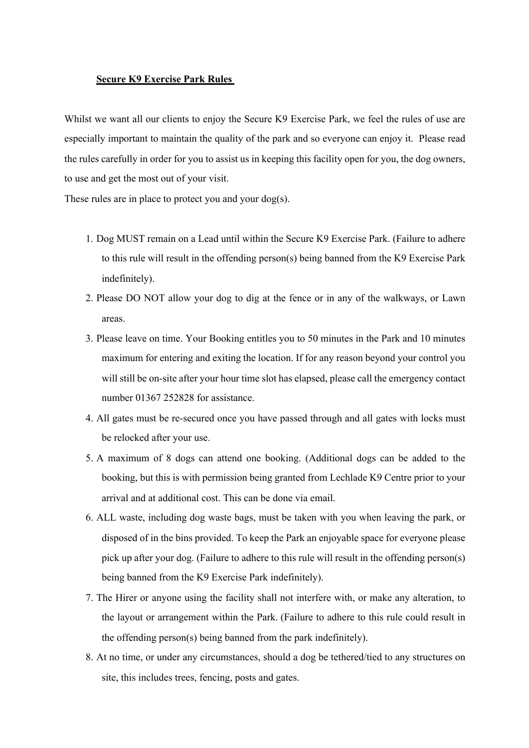**Secure K9 Exercise Park Rules**

Whilst we want all our clients to enjoy the Secure K9 Exercise Park, we feel the rules of use are especially important to maintain the quality of the park and so everyone can enjoy it. Please read the rules carefully in order for you to assist us in keeping this facility open for you, the dog owners, to use and get the most out of your visit.

These rules are in place to protect you and your dog(s).

1. Dog MUST remain on a Lead until within the Secure K9 Exercise Park. (Failure to adhere to this rule will result in the offending person(s) being banned from the K9 Exercise Park indefinitely).
2. Please DO NOT allow your dog to dig at the fence or in any of the walkways, or Lawn areas.
3. Please leave on time. Your Booking entitles you to 50 minutes in the Park and 10 minutes maximum for entering and exiting the location. If for any reason beyond your control you will still be on-site after your hour time slot has elapsed, please call the emergency contact number 01367 252828 for assistance.
4. All gates must be re-secured once you have passed through and all gates with locks must be relocked after your use.
5. A maximum of 8 dogs can attend one booking. (Additional dogs can be added to the booking, but this is with permission being granted from Lechlade K9 Centre prior to your arrival and at additional cost. This can be done via email.
6. ALL waste, including dog waste bags, must be taken with you when leaving the park, or disposed of in the bins provided. To keep the Park an enjoyable space for everyone please pick up after your dog. (Failure to adhere to this rule will result in the offending person(s) being banned from the K9 Exercise Park indefinitely).
7. The Hirer or anyone using the facility shall not interfere with, or make any alteration, to the layout or arrangement within the Park. (Failure to adhere to this rule could result in the offending person(s) being banned from the park indefinitely).
8. At no time, or under any circumstances, should a dog be tethered/tied to any structures on site, this includes trees, fencing, posts and gates.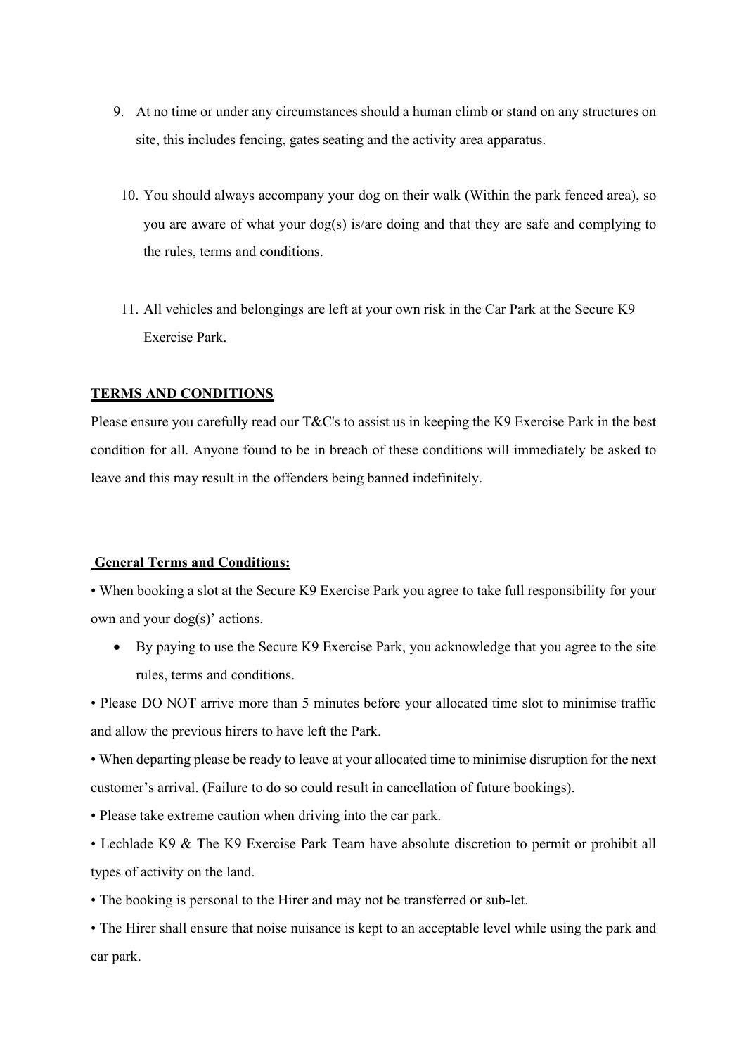9. At no time or under any circumstances should a human climb or stand on any structures on site, this includes fencing, gates seating and the activity area apparatus.

10. You should always accompany your dog on their walk (Within the park fenced area), so you are aware of what your dog(s) is/are doing and that they are safe and complying to the rules, terms and conditions.

11. All vehicles and belongings are left at your own risk in the Car Park at the Secure K9 Exercise Park.

**TERMS AND CONDITIONS**

Please ensure you carefully read our T&C's to assist us in keeping the K9 Exercise Park in the best condition for all. Anyone found to be in breach of these conditions will immediately be asked to leave and this may result in the offenders being banned indefinitely.

**General Terms and Conditions:**

• When booking a slot at the Secure K9 Exercise Park you agree to take full responsibility for your own and your dog(s)' actions.

- By paying to use the Secure K9 Exercise Park, you acknowledge that you agree to the site rules, terms and conditions.

• Please DO NOT arrive more than 5 minutes before your allocated time slot to minimise traffic and allow the previous hirers to have left the Park.

• When departing please be ready to leave at your allocated time to minimise disruption for the next customer's arrival. (Failure to do so could result in cancellation of future bookings).

• Please take extreme caution when driving into the car park.

• Lechlade K9 & The K9 Exercise Park Team have absolute discretion to permit or prohibit all types of activity on the land.

• The booking is personal to the Hirer and may not be transferred or sub-let.

• The Hirer shall ensure that noise nuisance is kept to an acceptable level while using the park and car park.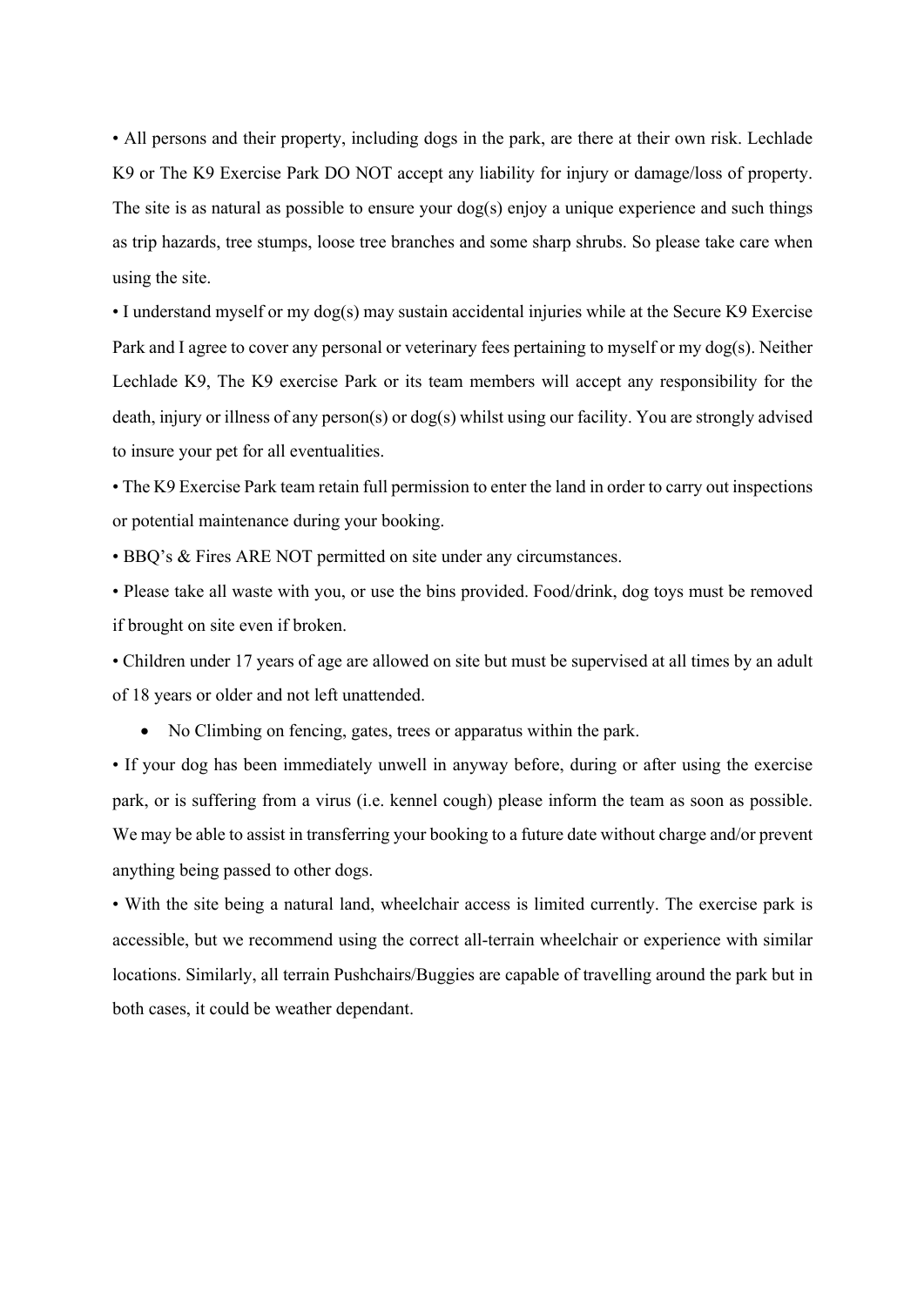• All persons and their property, including dogs in the park, are there at their own risk. Lechlade K9 or The K9 Exercise Park DO NOT accept any liability for injury or damage/loss of property. The site is as natural as possible to ensure your dog(s) enjoy a unique experience and such things as trip hazards, tree stumps, loose tree branches and some sharp shrubs. So please take care when using the site.

• I understand myself or my dog(s) may sustain accidental injuries while at the Secure K9 Exercise Park and I agree to cover any personal or veterinary fees pertaining to myself or my dog(s). Neither Lechlade K9, The K9 exercise Park or its team members will accept any responsibility for the death, injury or illness of any person(s) or dog(s) whilst using our facility. You are strongly advised to insure your pet for all eventualities.

• The K9 Exercise Park team retain full permission to enter the land in order to carry out inspections or potential maintenance during your booking.

• BBQ's & Fires ARE NOT permitted on site under any circumstances.

• Please take all waste with you, or use the bins provided. Food/drink, dog toys must be removed if brought on site even if broken.

• Children under 17 years of age are allowed on site but must be supervised at all times by an adult of 18 years or older and not left unattended.

- No Climbing on fencing, gates, trees or apparatus within the park.

• If your dog has been immediately unwell in anyway before, during or after using the exercise park, or is suffering from a virus (i.e. kennel cough) please inform the team as soon as possible. We may be able to assist in transferring your booking to a future date without charge and/or prevent anything being passed to other dogs.

• With the site being a natural land, wheelchair access is limited currently. The exercise park is accessible, but we recommend using the correct all-terrain wheelchair or experience with similar locations. Similarly, all terrain Pushchairs/Buggies are capable of travelling around the park but in both cases, it could be weather dependant.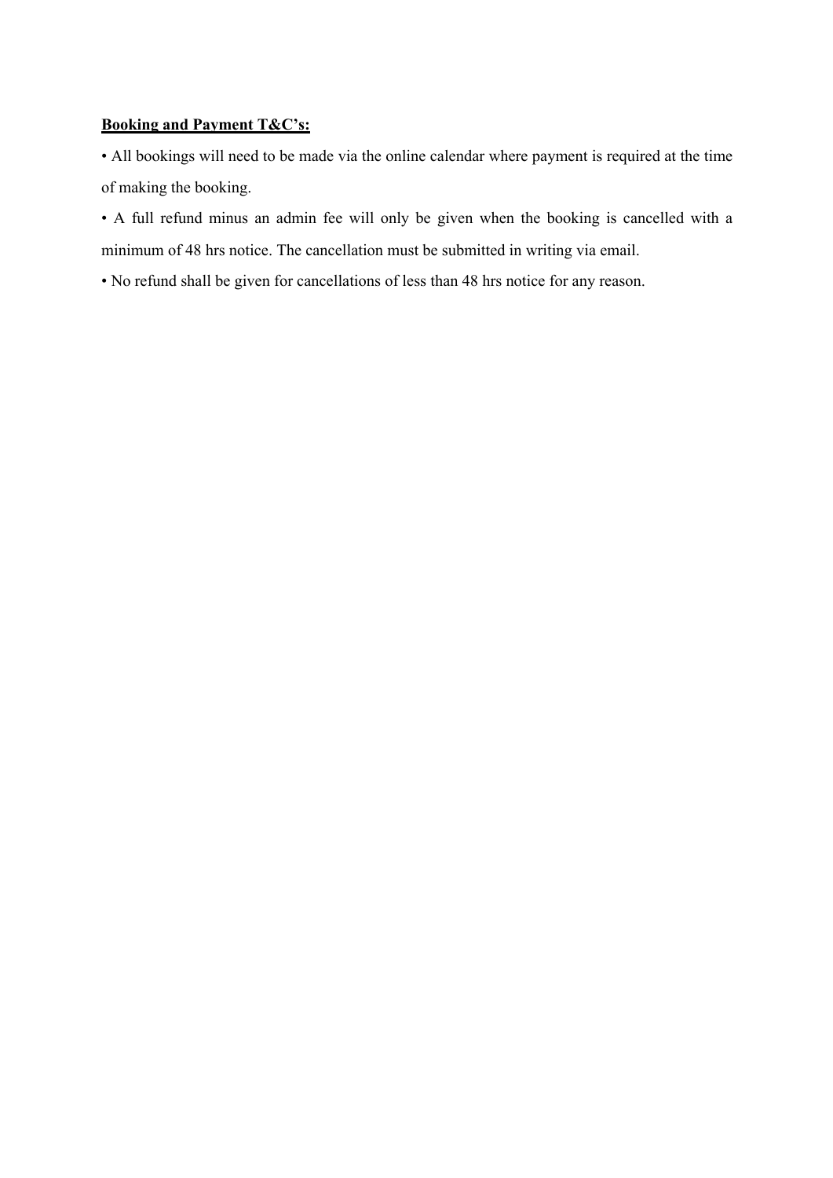**Booking and Payment T&C's:**

• All bookings will need to be made via the online calendar where payment is required at the time of making the booking.

• A full refund minus an admin fee will only be given when the booking is cancelled with a minimum of 48 hrs notice. The cancellation must be submitted in writing via email.

• No refund shall be given for cancellations of less than 48 hrs notice for any reason.